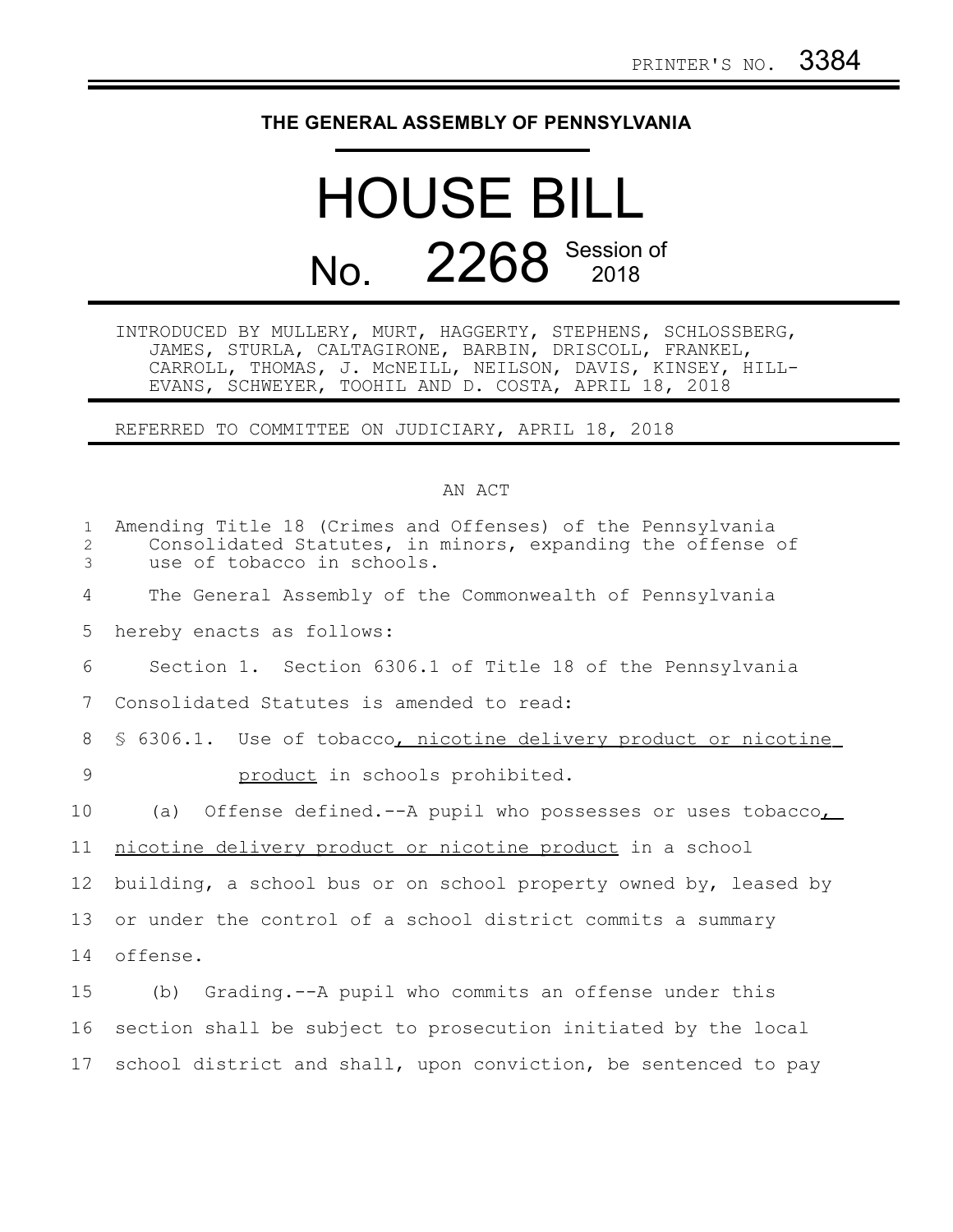PRINTER'S NO. 3384

# THE GENERAL ASSEMBLY OF PENNSYLVANIA

# HOUSE BILL No. 2268 Session of 2018

INTRODUCED BY MULLERY, MURT, HAGGERTY, STEPHENS, SCHLOSSBERG, JAMES, STURLA, CALTAGIRONE, BARBIN, DRISCOLL, FRANKEL, CARROLL, THOMAS, J. McNEILL, NEILSON, DAVIS, KINSEY, HILL-EVANS, SCHWEYER, TOOHIL AND D. COSTA, APRIL 18, 2018

REFERRED TO COMMITTEE ON JUDICIARY, APRIL 18, 2018

## AN ACT

Amending Title 18 (Crimes and Offenses) of the Pennsylvania Consolidated Statutes, in minors, expanding the offense of use of tobacco in schools.

The General Assembly of the Commonwealth of Pennsylvania hereby enacts as follows:

Section 1. Section 6306.1 of Title 18 of the Pennsylvania Consolidated Statutes is amended to read:

§ 6306.1. Use of tobacco<u>, nicotine delivery product or nicotine product</u> in schools prohibited.

(a) Offense defined.--A pupil who possesses or uses tobacco<u>, nicotine delivery product or nicotine product</u> in a school building, a school bus or on school property owned by, leased by or under the control of a school district commits a summary offense.

(b) Grading.--A pupil who commits an offense under this section shall be subject to prosecution initiated by the local school district and shall, upon conviction, be sentenced to pay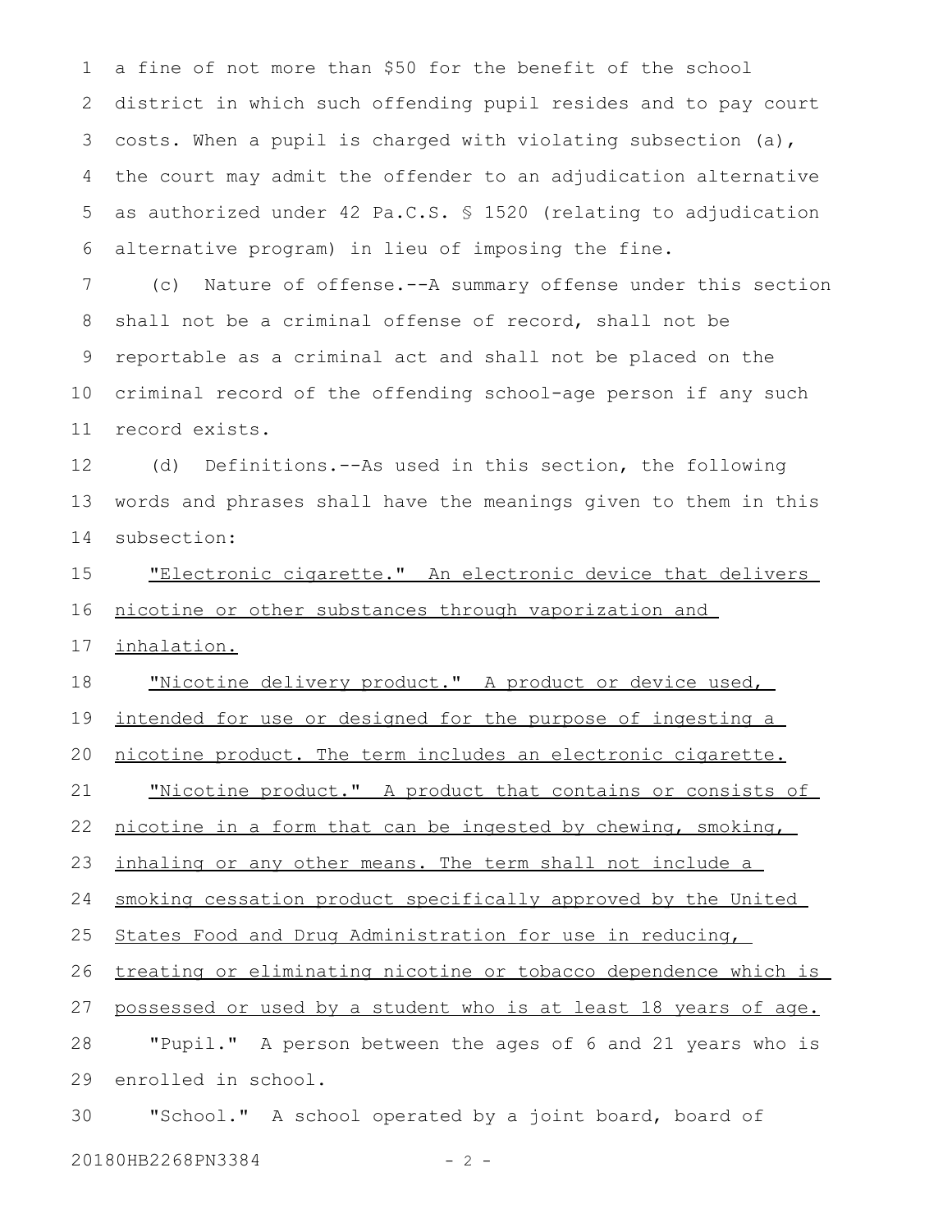a fine of not more than $50 for the benefit of the school district in which such offending pupil resides and to pay court costs. When a pupil is charged with violating subsection (a), the court may admit the offender to an adjudication alternative as authorized under 42 Pa.C.S. § 1520 (relating to adjudication alternative program) in lieu of imposing the fine.

(c) Nature of offense.--A summary offense under this section shall not be a criminal offense of record, shall not be reportable as a criminal act and shall not be placed on the criminal record of the offending school-age person if any such record exists.

(d) Definitions.--As used in this section, the following words and phrases shall have the meanings given to them in this subsection:

"Electronic cigarette." An electronic device that delivers nicotine or other substances through vaporization and inhalation.

"Nicotine delivery product." A product or device used, intended for use or designed for the purpose of ingesting a nicotine product. The term includes an electronic cigarette.

"Nicotine product." A product that contains or consists of nicotine in a form that can be ingested by chewing, smoking, inhaling or any other means. The term shall not include a smoking cessation product specifically approved by the United States Food and Drug Administration for use in reducing, treating or eliminating nicotine or tobacco dependence which is possessed or used by a student who is at least 18 years of age.

"Pupil." A person between the ages of 6 and 21 years who is enrolled in school.

"School." A school operated by a joint board, board of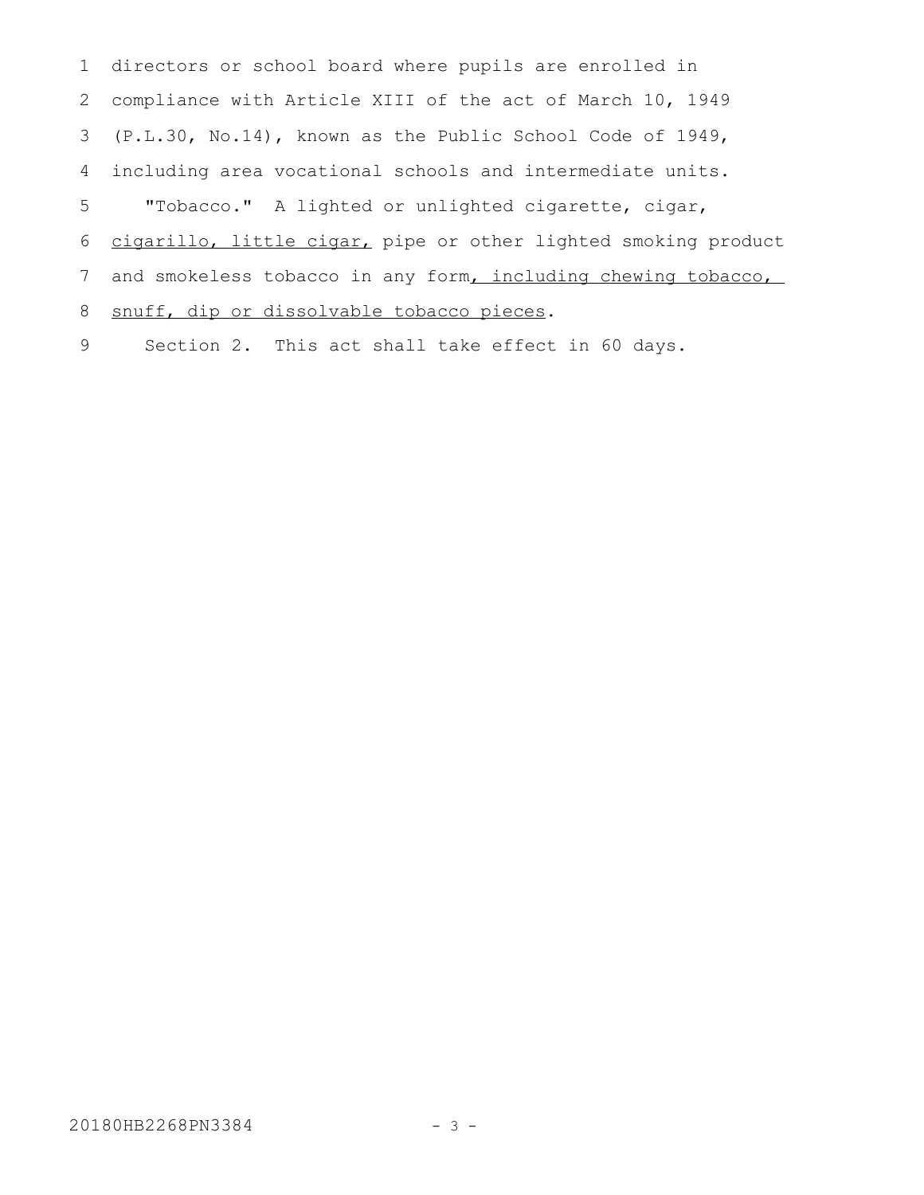directors or school board where pupils are enrolled in compliance with Article XIII of the act of March 10, 1949 (P.L.30, No.14), known as the Public School Code of 1949, including area vocational schools and intermediate units.

"Tobacco." A lighted or unlighted cigarette, cigar, <u>cigarillo, little cigar,</u> pipe or other lighted smoking product and smokeless tobacco in any form<u>, including chewing tobacco, snuff, dip or dissolvable tobacco pieces</u>.

Section 2. This act shall take effect in 60 days.